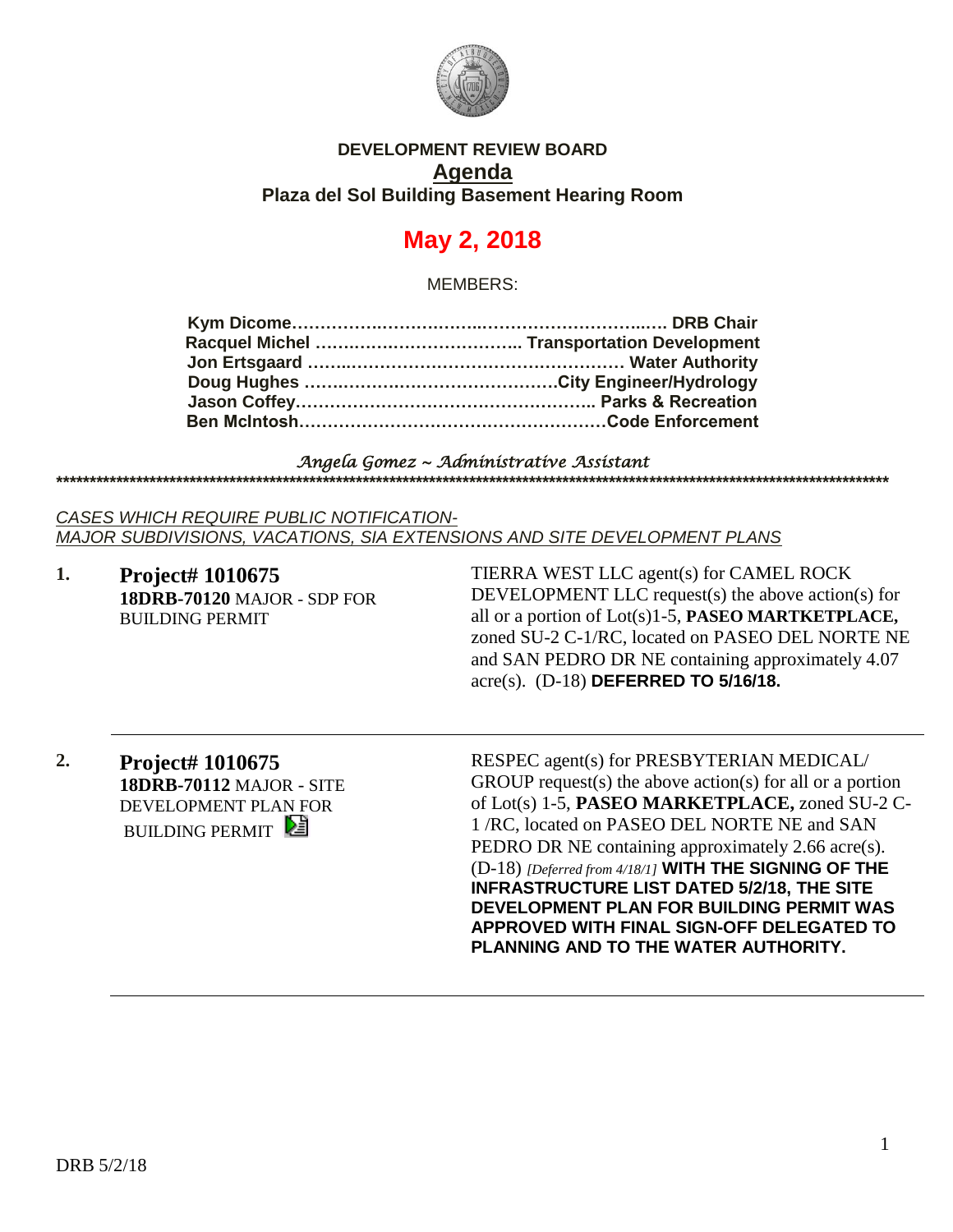**DEVELOPMENT REVIEW BOARD**

# Agenda

**Plaza del Sol Building Basement Hearing Room**

## May 2, 2018

MEMBERS:

**Kym Dicome……………………………………………………… DRB Chair**
**Racquel Michel ……………………………… Transportation Development**
**Jon Ertsgaard ………………………………………………… Water Authority**
**Doug Hughes ………………………………………City Engineer/Hydrology**
**Jason Coffey……………………………………………… Parks & Recreation**
**Ben McIntosh………………………………………………Code Enforcement**

*Angela Gomez ~ Administrative Assistant*

***************************************************************************************************************************

*CASES WHICH REQUIRE PUBLIC NOTIFICATION-*
*MAJOR SUBDIVISIONS, VACATIONS, SIA EXTENSIONS AND SITE DEVELOPMENT PLANS*

**1. Project# 1010675**
**18DRB-70120** MAJOR - SDP FOR BUILDING PERMIT

TIERRA WEST LLC agent(s) for CAMEL ROCK DEVELOPMENT LLC request(s) the above action(s) for all or a portion of Lot(s)1-5, **PASEO MARTKETPLACE,** zoned SU-2 C-1/RC, located on PASEO DEL NORTE NE and SAN PEDRO DR NE containing approximately 4.07 acre(s). (D-18) **DEFERRED TO 5/16/18.**

---

**2. Project# 1010675**
**18DRB-70112** MAJOR - SITE DEVELOPMENT PLAN FOR BUILDING PERMIT

RESPEC agent(s) for PRESBYTERIAN MEDICAL/ GROUP request(s) the above action(s) for all or a portion of Lot(s) 1-5, **PASEO MARKETPLACE,** zoned SU-2 C-1 /RC, located on PASEO DEL NORTE NE and SAN PEDRO DR NE containing approximately 2.66 acre(s). (D-18) *[Deferred from 4/18/1]* **WITH THE SIGNING OF THE INFRASTRUCTURE LIST DATED 5/2/18, THE SITE DEVELOPMENT PLAN FOR BUILDING PERMIT WAS APPROVED WITH FINAL SIGN-OFF DELEGATED TO PLANNING AND TO THE WATER AUTHORITY.**

---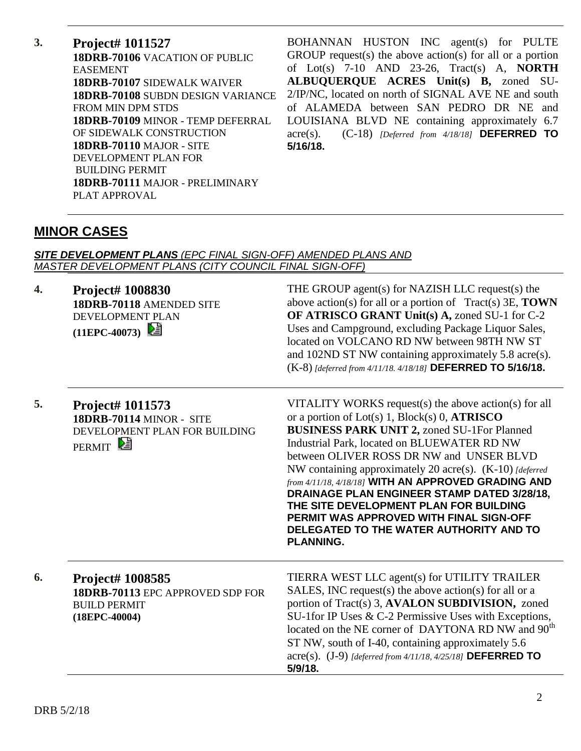**3.** **Project# 1011527**
**18DRB-70106** VACATION OF PUBLIC EASEMENT
**18DRB-70107** SIDEWALK WAIVER
**18DRB-70108** SUBDN DESIGN VARIANCE FROM MIN DPM STDS
**18DRB-70109** MINOR - TEMP DEFERRAL OF SIDEWALK CONSTRUCTION
**18DRB-70110** MAJOR - SITE DEVELOPMENT PLAN FOR BUILDING PERMIT
**18DRB-70111** MAJOR - PRELIMINARY PLAT APPROVAL

BOHANNAN HUSTON INC agent(s) for PULTE GROUP request(s) the above action(s) for all or a portion of Lot(s) 7-10 AND 23-26, Tract(s) A, **NORTH ALBUQUERQUE ACRES Unit(s) B,** zoned SU-2/IP/NC, located on north of SIGNAL AVE NE and south of ALAMEDA between SAN PEDRO DR NE and LOUISIANA BLVD NE containing approximately 6.7 acre(s). (C-18) *[Deferred from 4/18/18]* **DEFERRED TO 5/16/18.**

## MINOR CASES

***SITE DEVELOPMENT PLANS** (EPC FINAL SIGN-OFF) AMENDED PLANS AND MASTER DEVELOPMENT PLANS (CITY COUNCIL FINAL SIGN-OFF)*

**4.** **Project# 1008830**
**18DRB-70118** AMENDED SITE DEVELOPMENT PLAN
**(11EPC-40073)**

THE GROUP agent(s) for NAZISH LLC request(s) the above action(s) for all or a portion of Tract(s) 3E, **TOWN OF ATRISCO GRANT Unit(s) A,** zoned SU-1 for C-2 Uses and Campground, excluding Package Liquor Sales, located on VOLCANO RD NW between 98TH NW ST and 102ND ST NW containing approximately 5.8 acre(s). (K-8) *[deferred from 4/11/18. 4/18/18]* **DEFERRED TO 5/16/18.**

**5.** **Project# 1011573**
**18DRB-70114** MINOR - SITE DEVELOPMENT PLAN FOR BUILDING PERMIT

VITALITY WORKS request(s) the above action(s) for all or a portion of Lot(s) 1, Block(s) 0, **ATRISCO BUSINESS PARK UNIT 2,** zoned SU-1For Planned Industrial Park, located on BLUEWATER RD NW between OLIVER ROSS DR NW and UNSER BLVD NW containing approximately 20 acre(s). (K-10) *[deferred from 4/11/18, 4/18/18]* **WITH AN APPROVED GRADING AND DRAINAGE PLAN ENGINEER STAMP DATED 3/28/18, THE SITE DEVELOPMENT PLAN FOR BUILDING PERMIT WAS APPROVED WITH FINAL SIGN-OFF DELEGATED TO THE WATER AUTHORITY AND TO PLANNING.**

**6.** **Project# 1008585**
**18DRB-70113** EPC APPROVED SDP FOR BUILD PERMIT
**(18EPC-40004)**

TIERRA WEST LLC agent(s) for UTILITY TRAILER SALES, INC request(s) the above action(s) for all or a portion of Tract(s) 3, **AVALON SUBDIVISION,** zoned SU-1for IP Uses & C-2 Permissive Uses with Exceptions, located on the NE corner of DAYTONA RD NW and 90th ST NW, south of I-40, containing approximately 5.6 acre(s). (J-9) *[deferred from 4/11/18, 4/25/18]* **DEFERRED TO 5/9/18.**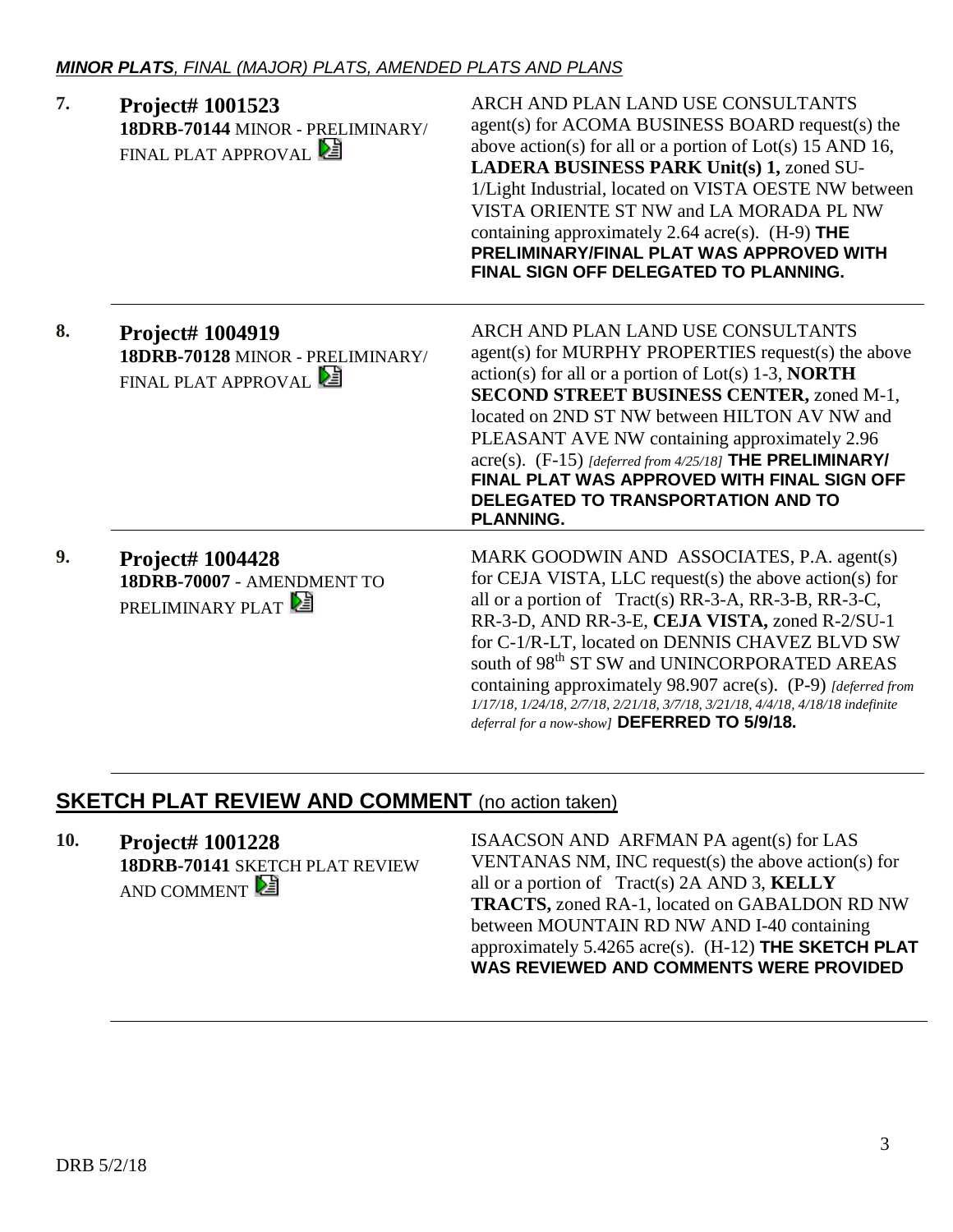***MINOR PLATS**, FINAL (MAJOR) PLATS, AMENDED PLATS AND PLANS*

**7. Project# 1001523**
**18DRB-70144** MINOR - PRELIMINARY/ FINAL PLAT APPROVAL

ARCH AND PLAN LAND USE CONSULTANTS agent(s) for ACOMA BUSINESS BOARD request(s) the above action(s) for all or a portion of Lot(s) 15 AND 16, **LADERA BUSINESS PARK Unit(s) 1,** zoned SU-1/Light Industrial, located on VISTA OESTE NW between VISTA ORIENTE ST NW and LA MORADA PL NW containing approximately 2.64 acre(s). (H-9) **THE PRELIMINARY/FINAL PLAT WAS APPROVED WITH FINAL SIGN OFF DELEGATED TO PLANNING.**

---

**8. Project# 1004919**
**18DRB-70128** MINOR - PRELIMINARY/ FINAL PLAT APPROVAL

ARCH AND PLAN LAND USE CONSULTANTS agent(s) for MURPHY PROPERTIES request(s) the above action(s) for all or a portion of Lot(s) 1-3, **NORTH SECOND STREET BUSINESS CENTER,** zoned M-1, located on 2ND ST NW between HILTON AV NW and PLEASANT AVE NW containing approximately 2.96 acre(s). (F-15) *[deferred from 4/25/18]* **THE PRELIMINARY/ FINAL PLAT WAS APPROVED WITH FINAL SIGN OFF DELEGATED TO TRANSPORTATION AND TO PLANNING.**

---

**9. Project# 1004428**
**18DRB-70007** - AMENDMENT TO PRELIMINARY PLAT

MARK GOODWIN AND ASSOCIATES, P.A. agent(s) for CEJA VISTA, LLC request(s) the above action(s) for all or a portion of Tract(s) RR-3-A, RR-3-B, RR-3-C, RR-3-D, AND RR-3-E, **CEJA VISTA,** zoned R-2/SU-1 for C-1/R-LT, located on DENNIS CHAVEZ BLVD SW south of 98th ST SW and UNINCORPORATED AREAS containing approximately 98.907 acre(s). (P-9) *[deferred from 1/17/18, 1/24/18, 2/7/18, 2/21/18, 3/7/18, 3/21/18, 4/4/18, 4/18/18 indefinite deferral for a now-show]* **DEFERRED TO 5/9/18.**

---

## **SKETCH PLAT REVIEW AND COMMENT** (no action taken)

**10. Project# 1001228**
**18DRB-70141** SKETCH PLAT REVIEW AND COMMENT

ISAACSON AND ARFMAN PA agent(s) for LAS VENTANAS NM, INC request(s) the above action(s) for all or a portion of Tract(s) 2A AND 3, **KELLY TRACTS,** zoned RA-1, located on GABALDON RD NW between MOUNTAIN RD NW AND I-40 containing approximately 5.4265 acre(s). (H-12) **THE SKETCH PLAT WAS REVIEWED AND COMMENTS WERE PROVIDED**

---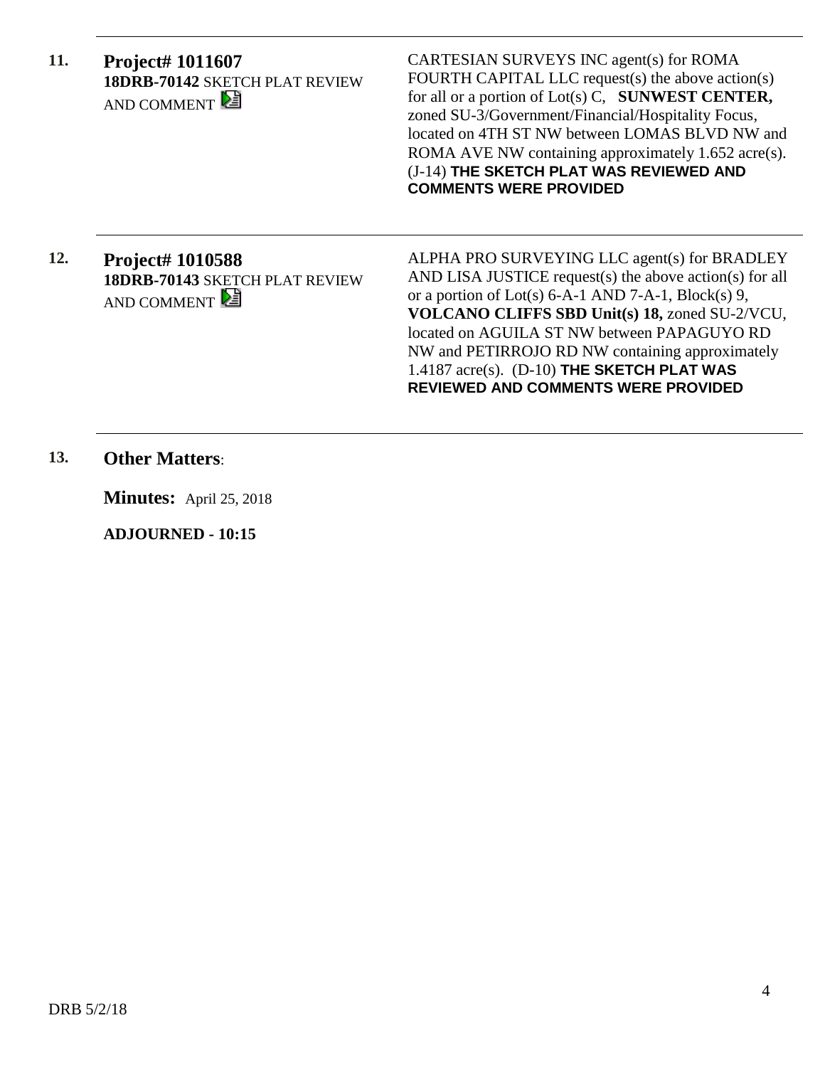**11.** **Project# 1011607**
**18DRB-70142** SKETCH PLAT REVIEW AND COMMENT

CARTESIAN SURVEYS INC agent(s) for ROMA FOURTH CAPITAL LLC request(s) the above action(s) for all or a portion of Lot(s) C, **SUNWEST CENTER,** zoned SU-3/Government/Financial/Hospitality Focus, located on 4TH ST NW between LOMAS BLVD NW and ROMA AVE NW containing approximately 1.652 acre(s). (J-14) **THE SKETCH PLAT WAS REVIEWED AND COMMENTS WERE PROVIDED**

---

**12.** **Project# 1010588**
**18DRB-70143** SKETCH PLAT REVIEW AND COMMENT

ALPHA PRO SURVEYING LLC agent(s) for BRADLEY AND LISA JUSTICE request(s) the above action(s) for all or a portion of Lot(s) 6-A-1 AND 7-A-1, Block(s) 9, **VOLCANO CLIFFS SBD Unit(s) 18,** zoned SU-2/VCU, located on AGUILA ST NW between PAPAGUYO RD NW and PETIRROJO RD NW containing approximately 1.4187 acre(s). (D-10) **THE SKETCH PLAT WAS REVIEWED AND COMMENTS WERE PROVIDED**

---

**13.** **Other Matters**:

**Minutes:** April 25, 2018

**ADJOURNED - 10:15**